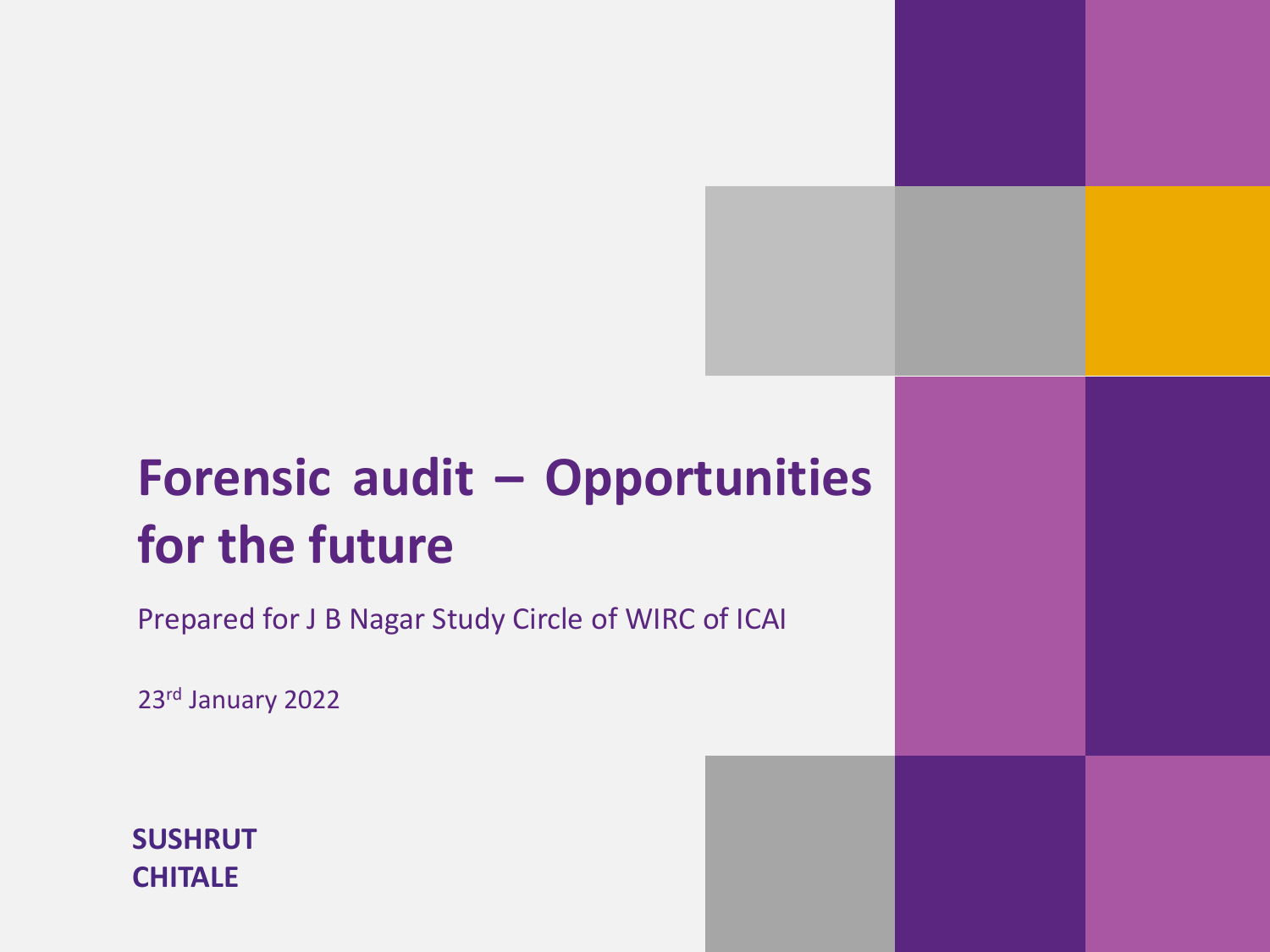# Forensic audit – Opportunities for the future

Prepared for J B Nagar Study Circle of WIRC of ICAI

23rd January 2022

**SUSHRUT CHITALE**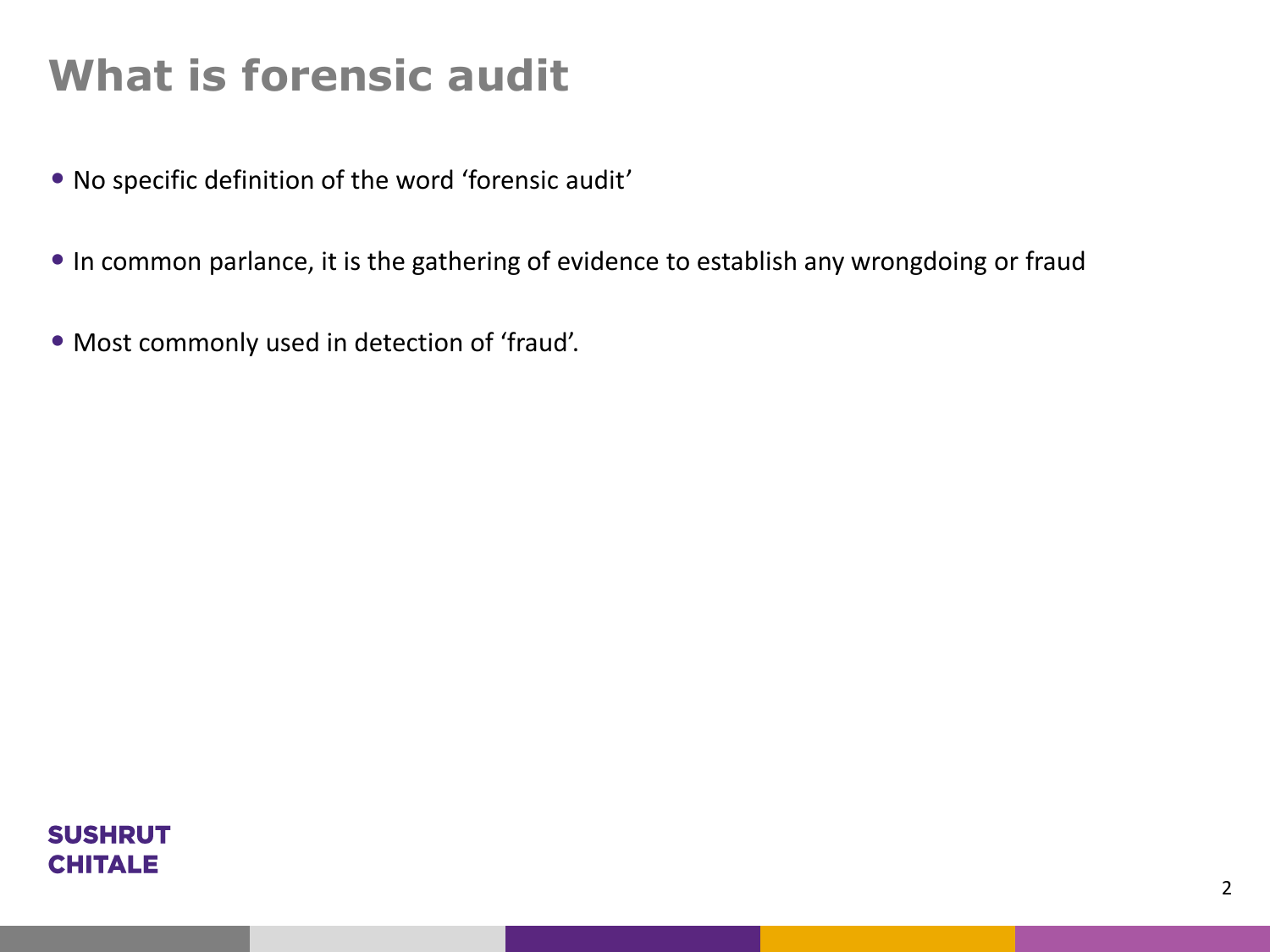# What is forensic audit

- No specific definition of the word 'forensic audit'
- In common parlance, it is the gathering of evidence to establish any wrongdoing or fraud
- Most commonly used in detection of 'fraud'.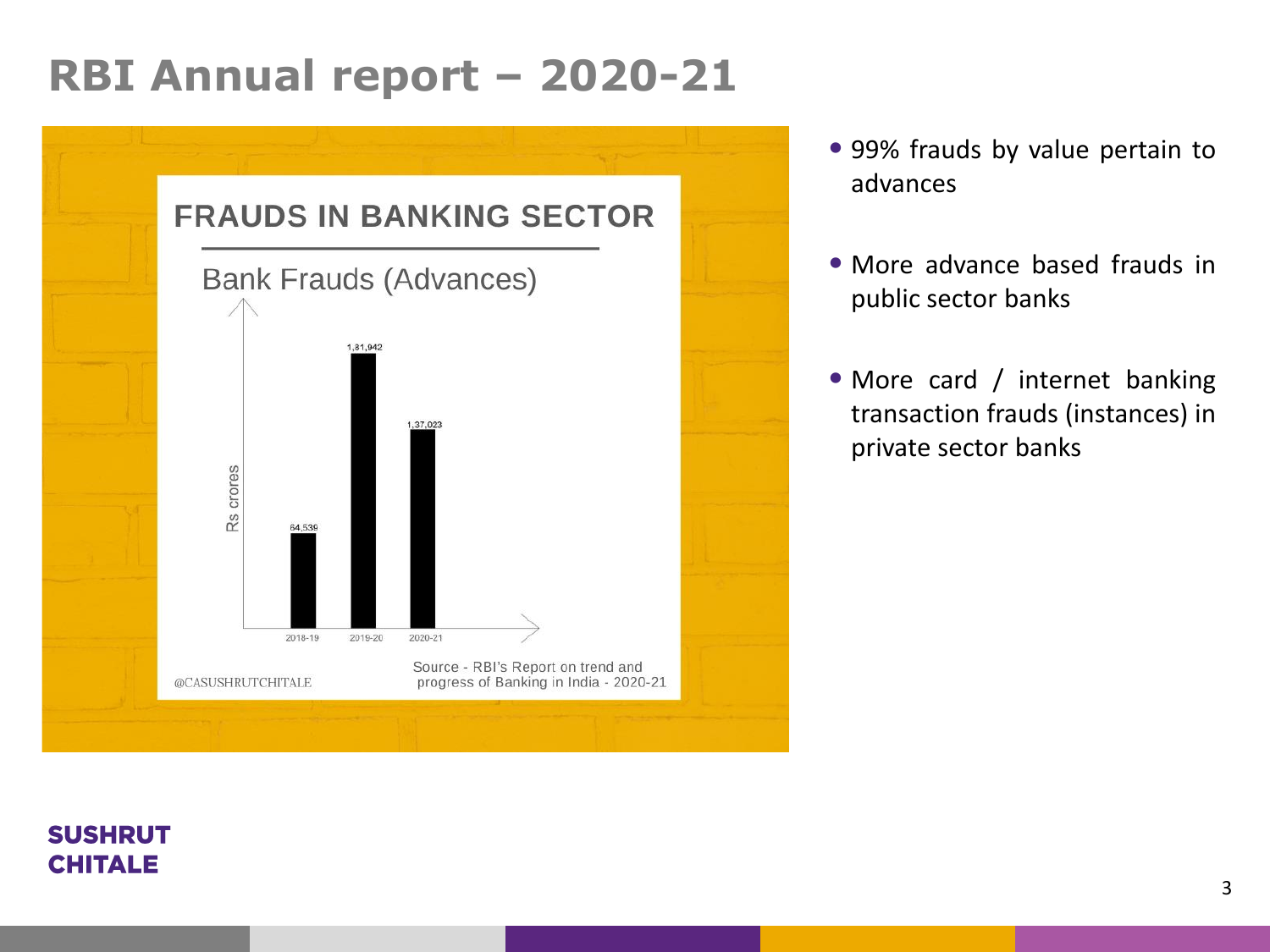# RBI Annual report – 2020-21

## FRAUDS IN BANKING SECTOR

### Bank Frauds (Advances)

| Year | Rs crores |
|---|---|
| 2018-19 | 64,539 |
| 2019-20 | 1,81,942 |
| 2020-21 | 1,37,023 |

@CASUSHRUTCHITALE

Source - RBI's Report on trend and progress of Banking in India - 2020-21

- 99% frauds by value pertain to advances
- More advance based frauds in public sector banks
- More card / internet banking transaction frauds (instances) in private sector banks

**SUSHRUT CHITALE**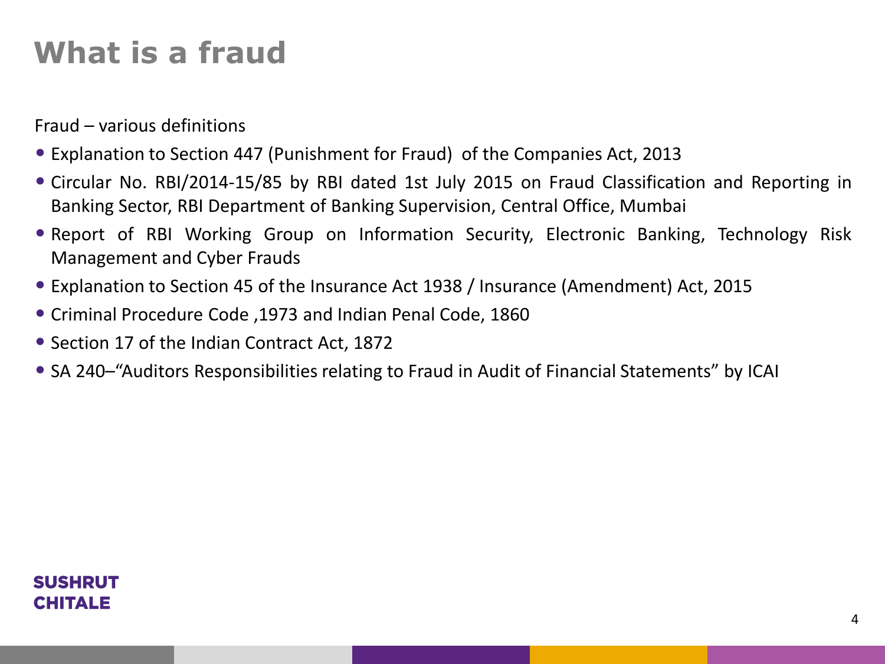# What is a fraud

Fraud – various definitions

- Explanation to Section 447 (Punishment for Fraud) of the Companies Act, 2013
- Circular No. RBI/2014-15/85 by RBI dated 1st July 2015 on Fraud Classification and Reporting in Banking Sector, RBI Department of Banking Supervision, Central Office, Mumbai
- Report of RBI Working Group on Information Security, Electronic Banking, Technology Risk Management and Cyber Frauds
- Explanation to Section 45 of the Insurance Act 1938 / Insurance (Amendment) Act, 2015
- Criminal Procedure Code ,1973 and Indian Penal Code, 1860
- Section 17 of the Indian Contract Act, 1872
- SA 240–"Auditors Responsibilities relating to Fraud in Audit of Financial Statements" by ICAI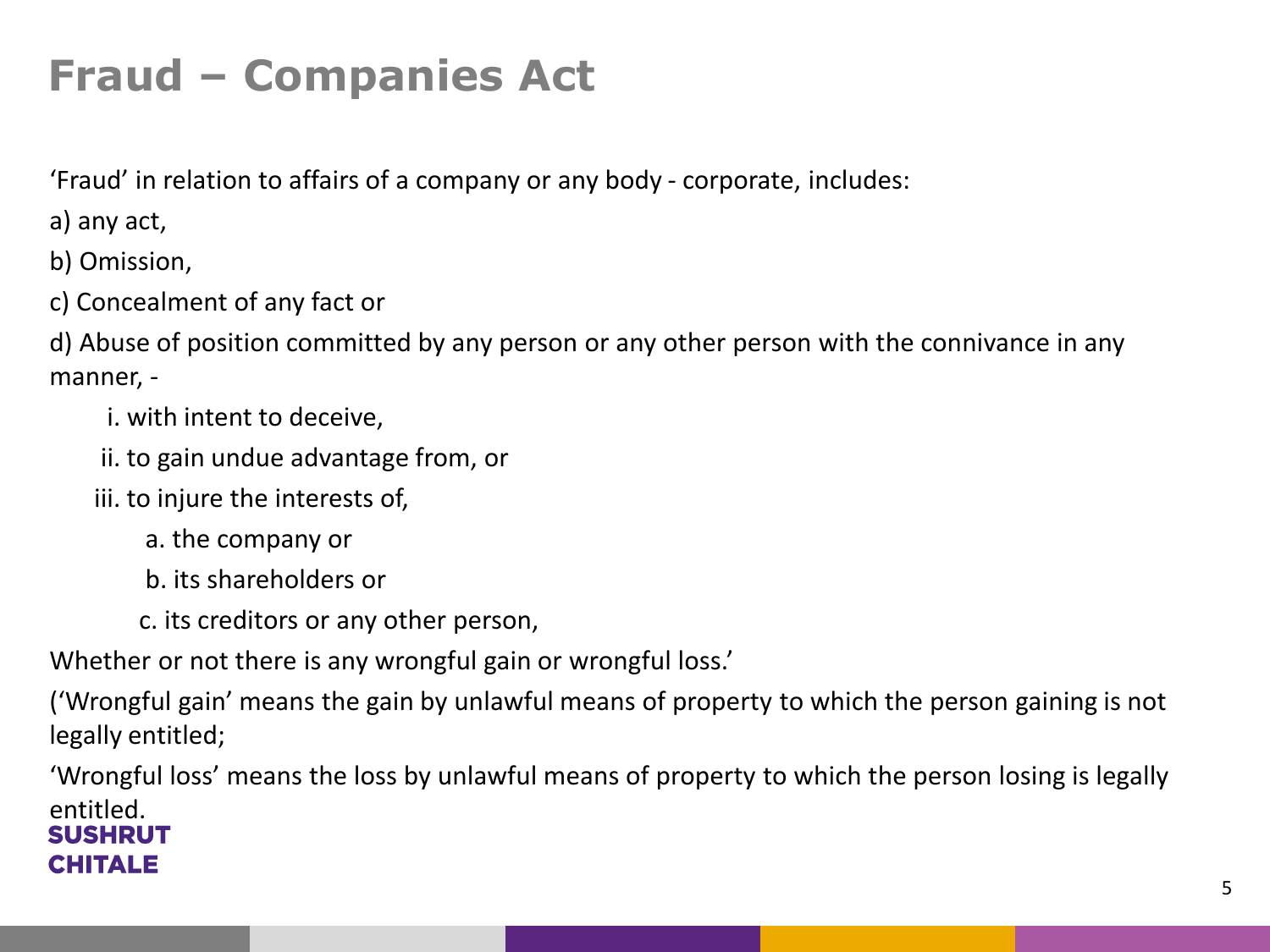# Fraud – Companies Act

'Fraud' in relation to affairs of a company or any body - corporate, includes:

a) any act,

b) Omission,

c) Concealment of any fact or

d) Abuse of position committed by any person or any other person with the connivance in any manner, -

- i. with intent to deceive,
- ii. to gain undue advantage from, or
- iii. to injure the interests of,
  - a. the company or
  - b. its shareholders or
  - c. its creditors or any other person,

Whether or not there is any wrongful gain or wrongful loss.'

('Wrongful gain' means the gain by unlawful means of property to which the person gaining is not legally entitled;

'Wrongful loss' means the loss by unlawful means of property to which the person losing is legally entitled.

SUSHRUT CHITALE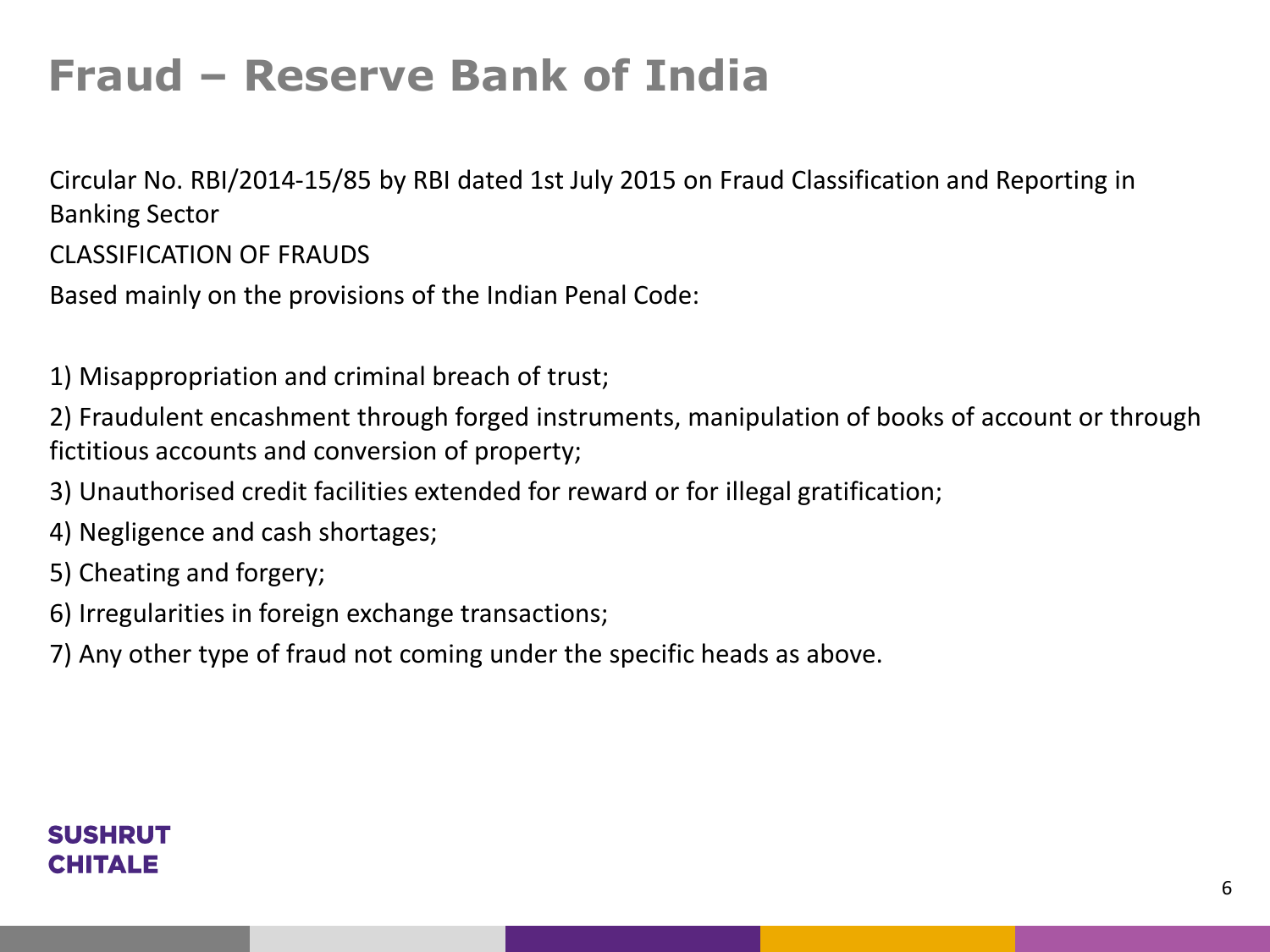# Fraud – Reserve Bank of India

Circular No. RBI/2014-15/85 by RBI dated 1st July 2015 on Fraud Classification and Reporting in Banking Sector

CLASSIFICATION OF FRAUDS

Based mainly on the provisions of the Indian Penal Code:

1) Misappropriation and criminal breach of trust;

2) Fraudulent encashment through forged instruments, manipulation of books of account or through fictitious accounts and conversion of property;

3) Unauthorised credit facilities extended for reward or for illegal gratification;

4) Negligence and cash shortages;

5) Cheating and forgery;

6) Irregularities in foreign exchange transactions;

7) Any other type of fraud not coming under the specific heads as above.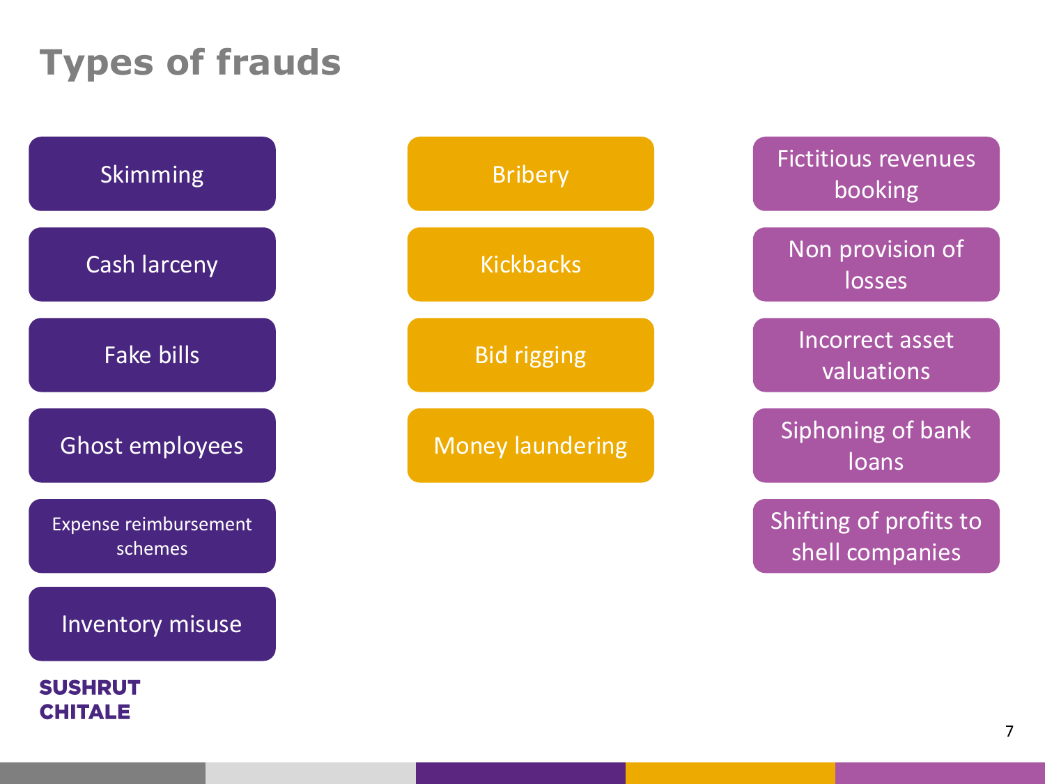# Types of frauds

- Skimming
- Cash larceny
- Fake bills
- Ghost employees
- Expense reimbursement schemes
- Inventory misuse

- Bribery
- Kickbacks
- Bid rigging
- Money laundering

- Fictitious revenues booking
- Non provision of losses
- Incorrect asset valuations
- Siphoning of bank loans
- Shifting of profits to shell companies

**SUSHRUT CHITALE**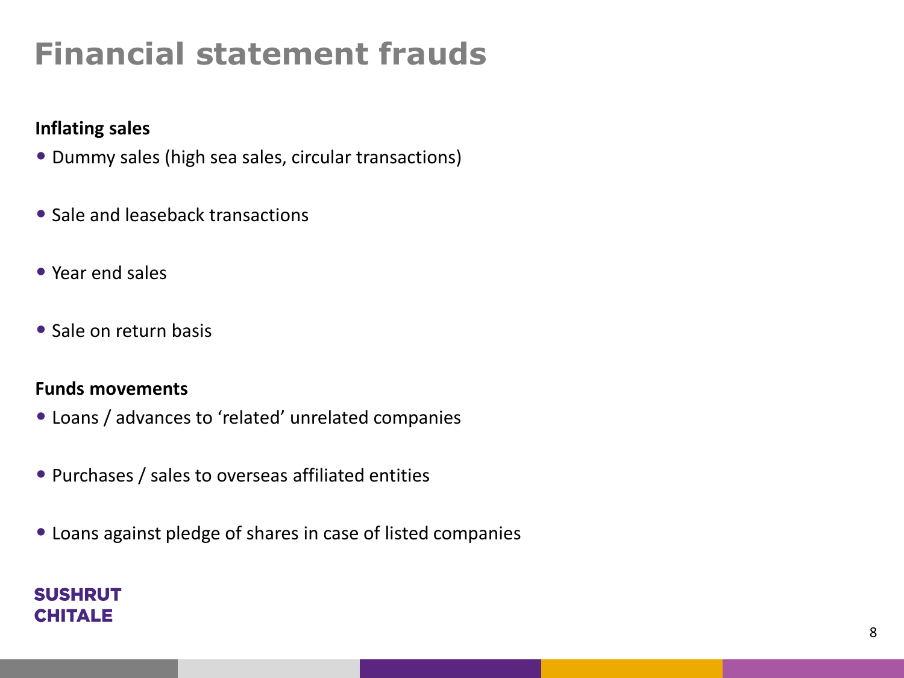# Financial statement frauds

**Inflating sales**

- Dummy sales (high sea sales, circular transactions)
- Sale and leaseback transactions
- Year end sales
- Sale on return basis

**Funds movements**

- Loans / advances to ‘related’ unrelated companies
- Purchases / sales to overseas affiliated entities
- Loans against pledge of shares in case of listed companies

SUSHRUT CHITALE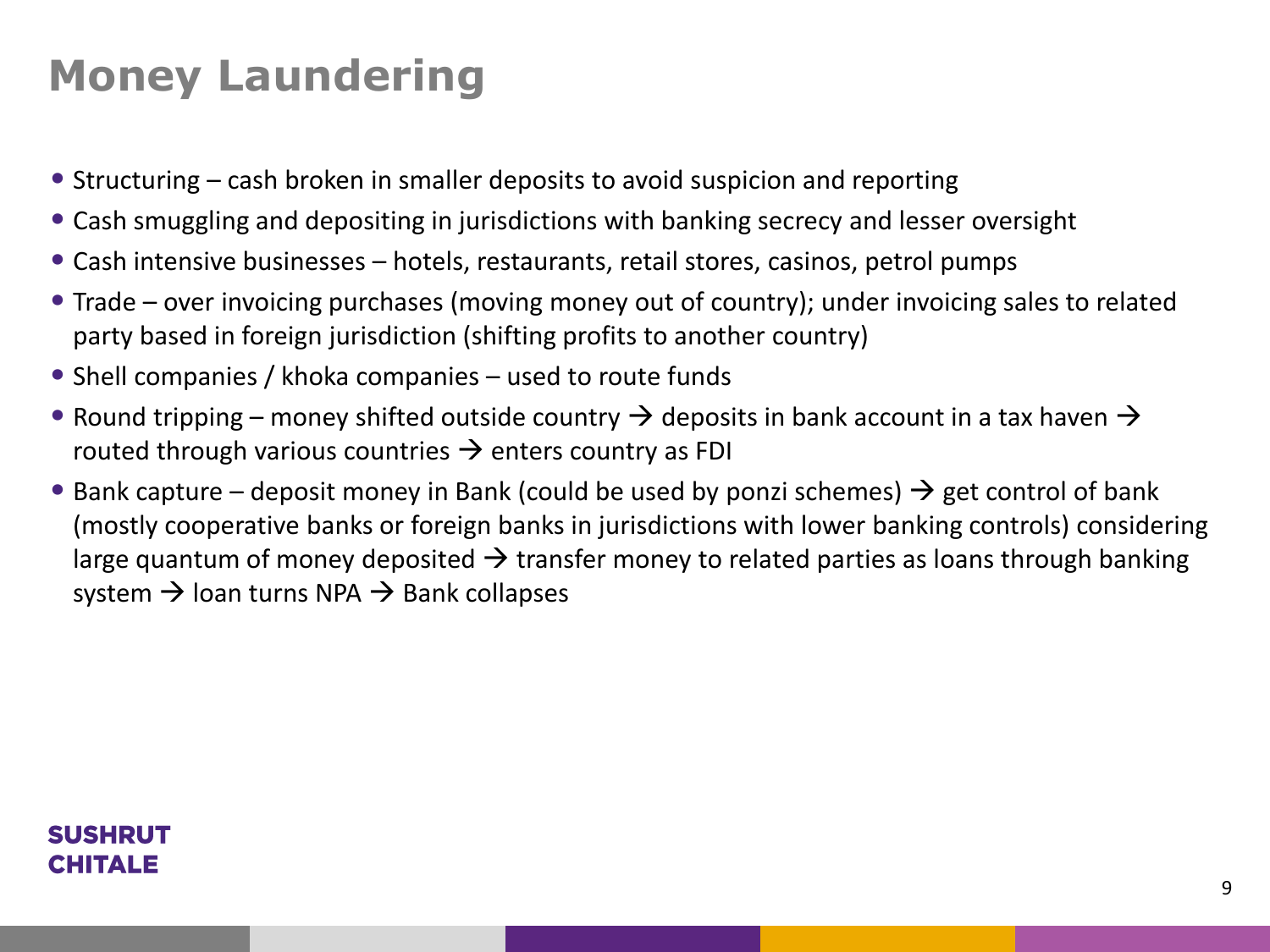# Money Laundering

- Structuring – cash broken in smaller deposits to avoid suspicion and reporting
- Cash smuggling and depositing in jurisdictions with banking secrecy and lesser oversight
- Cash intensive businesses – hotels, restaurants, retail stores, casinos, petrol pumps
- Trade – over invoicing purchases (moving money out of country); under invoicing sales to related party based in foreign jurisdiction (shifting profits to another country)
- Shell companies / khoka companies – used to route funds
- Round tripping – money shifted outside country → deposits in bank account in a tax haven → routed through various countries → enters country as FDI
- Bank capture – deposit money in Bank (could be used by ponzi schemes) → get control of bank (mostly cooperative banks or foreign banks in jurisdictions with lower banking controls) considering large quantum of money deposited → transfer money to related parties as loans through banking system → loan turns NPA → Bank collapses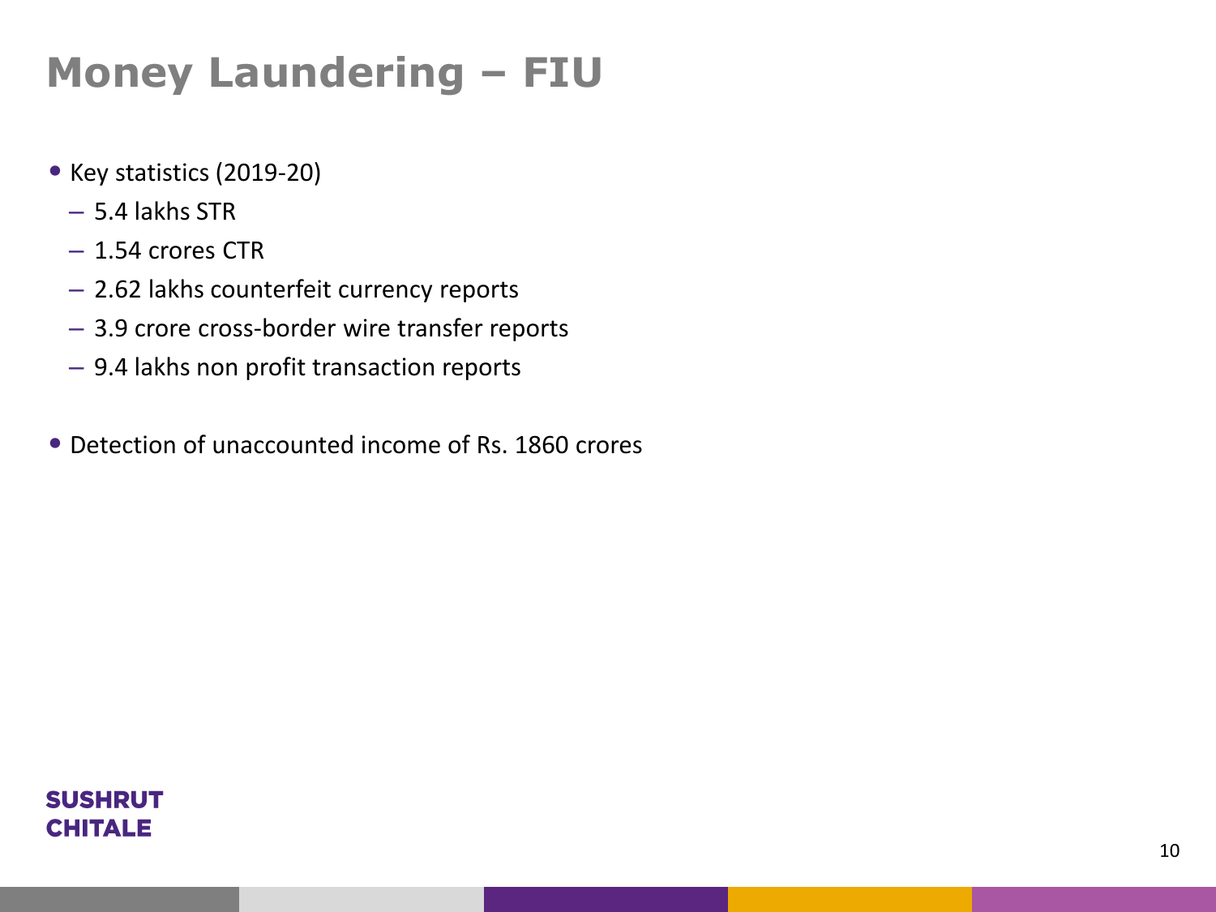# Money Laundering – FIU

- Key statistics (2019-20)
  - 5.4 lakhs STR
  - 1.54 crores CTR
  - 2.62 lakhs counterfeit currency reports
  - 3.9 crore cross-border wire transfer reports
  - 9.4 lakhs non profit transaction reports

- Detection of unaccounted income of Rs. 1860 crores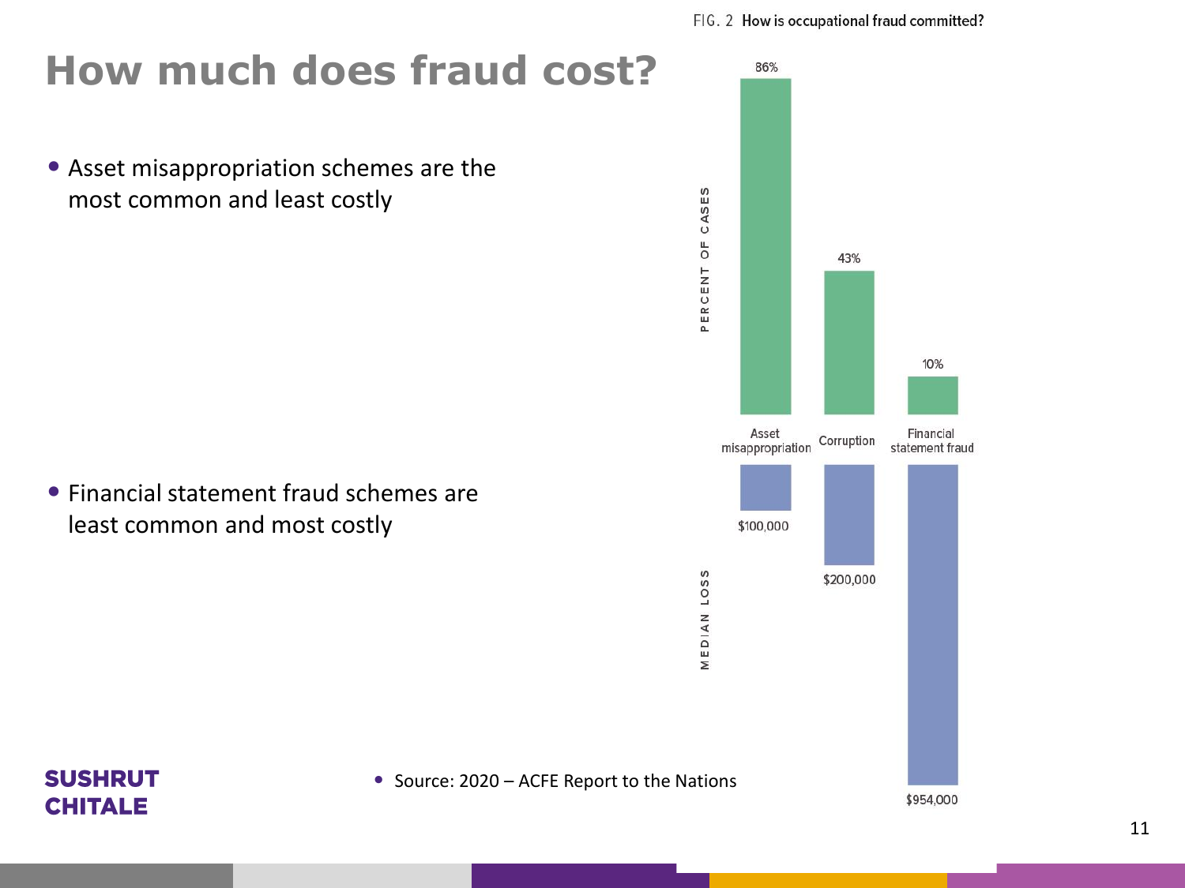# How much does fraud cost?

- Asset misappropriation schemes are the most common and least costly

- Financial statement fraud schemes are least common and most costly

FIG. 2 How is occupational fraud committed?

| | Asset misappropriation | Corruption | Financial statement fraud |
|---|---|---|---|
| Percent of cases | 86% | 43% | 10% |
| Median loss | $100,000 | $200,000 | $954,000 |

- Source: 2020 – ACFE Report to the Nations

SUSHRUT CHITALE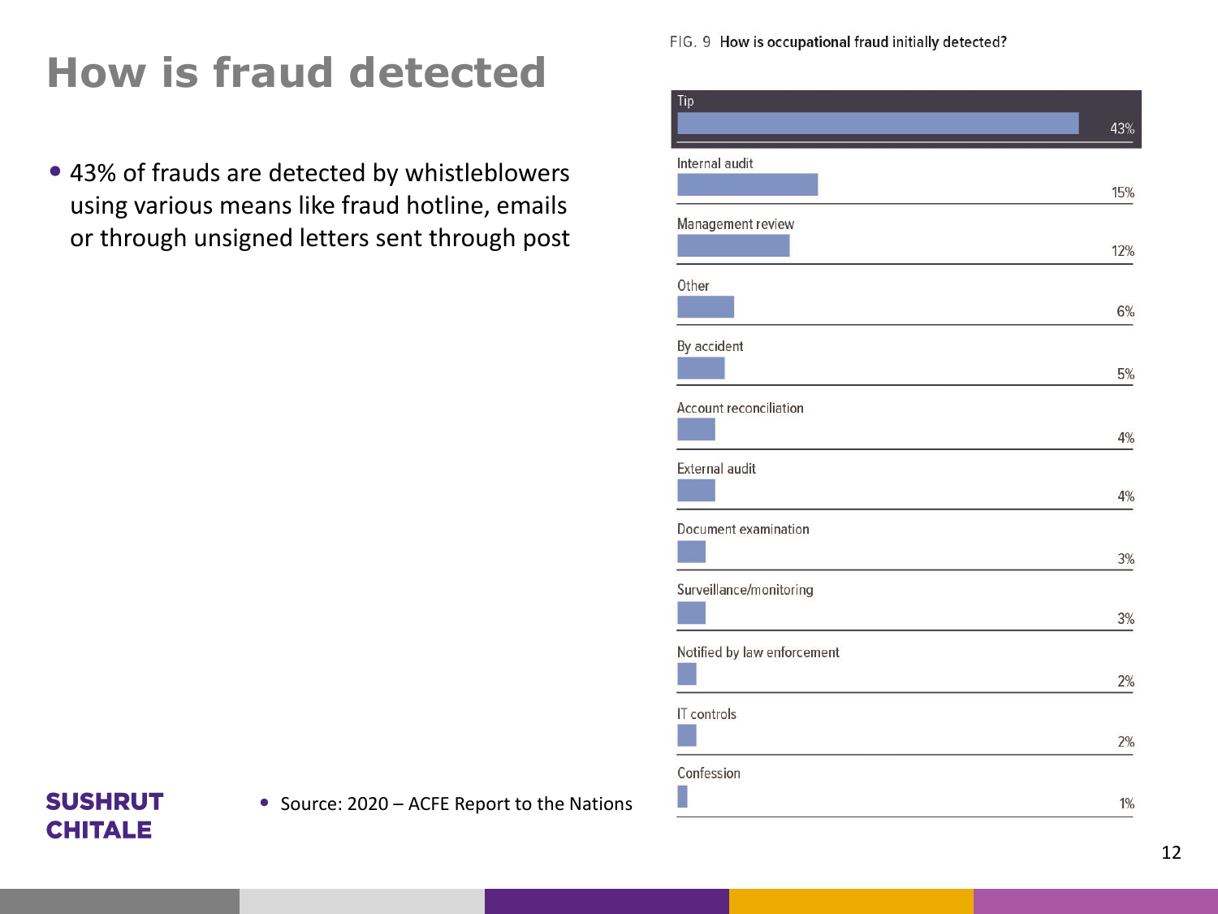# How is fraud detected

- 43% of frauds are detected by whistleblowers using various means like fraud hotline, emails or through unsigned letters sent through post

FIG. 9 How is occupational fraud initially detected?

| Detection method | Percentage |
| --- | --- |
| Tip | 43% |
| Internal audit | 15% |
| Management review | 12% |
| Other | 6% |
| By accident | 5% |
| Account reconciliation | 4% |
| External audit | 4% |
| Document examination | 3% |
| Surveillance/monitoring | 3% |
| Notified by law enforcement | 2% |
| IT controls | 2% |
| Confession | 1% |

- Source: 2020 – ACFE Report to the Nations

**SUSHRUT CHITALE**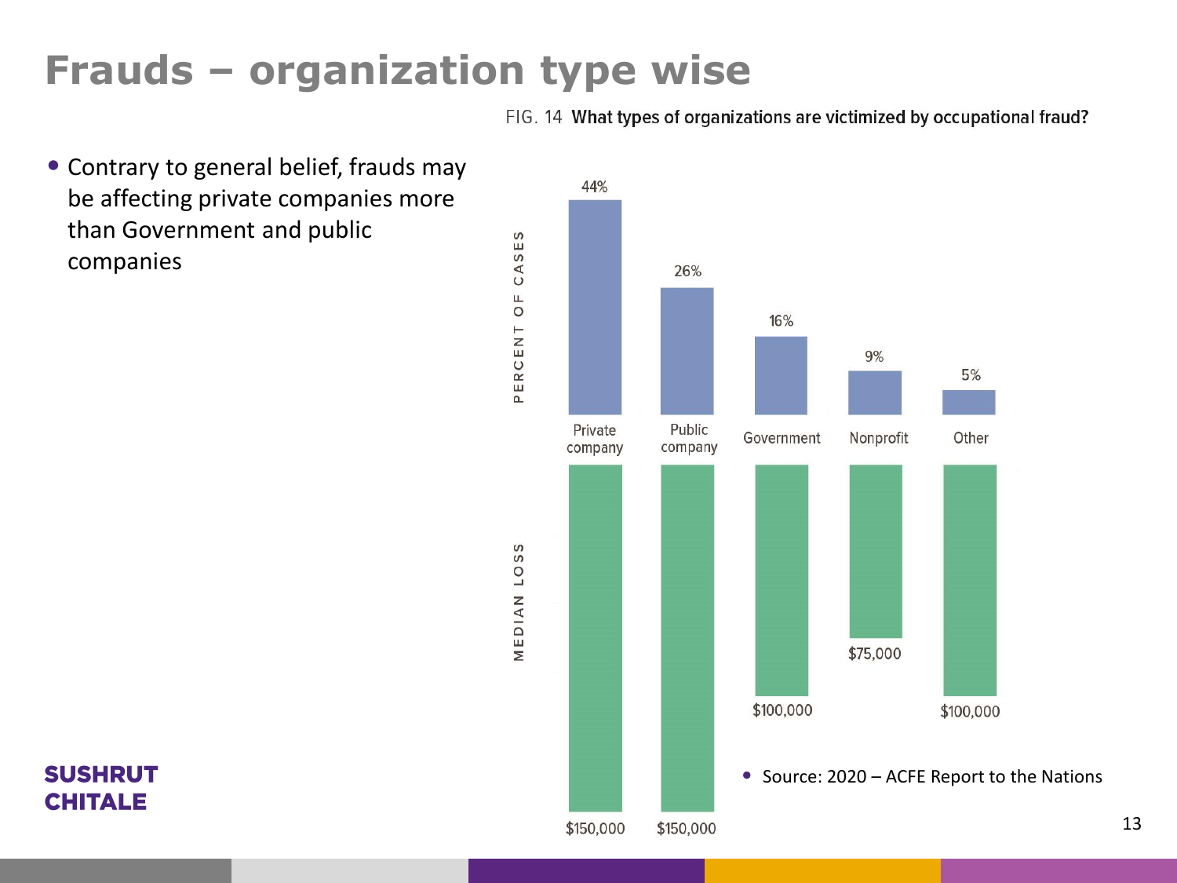# Frauds – organization type wise

- Contrary to general belief, frauds may be affecting private companies more than Government and public companies

FIG. 14 **What types of organizations are victimized by occupational fraud?**

| | Private company | Public company | Government | Nonprofit | Other |
|---|---|---|---|---|---|
| PERCENT OF CASES | 44% | 26% | 16% | 9% | 5% |
| MEDIAN LOSS | $150,000 | $150,000 | $100,000 | $75,000 | $100,000 |

- Source: 2020 – ACFE Report to the Nations

**SUSHRUT CHITALE**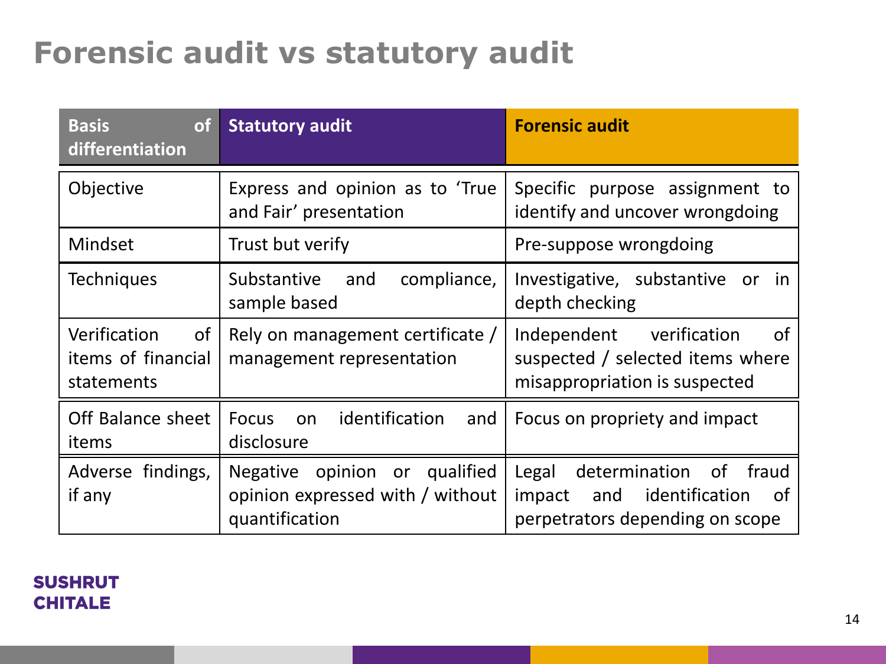# Forensic audit vs statutory audit

| Basis of differentiation | Statutory audit | Forensic audit |
|---|---|---|
| Objective | Express and opinion as to 'True and Fair' presentation | Specific purpose assignment to identify and uncover wrongdoing |
| Mindset | Trust but verify | Pre-suppose wrongdoing |
| Techniques | Substantive and compliance, sample based | Investigative, substantive or in depth checking |
| Verification of items of financial statements | Rely on management certificate / management representation | Independent verification of suspected / selected items where misappropriation is suspected |
| Off Balance sheet items | Focus on identification and disclosure | Focus on propriety and impact |
| Adverse findings, if any | Negative opinion or qualified opinion expressed with / without quantification | Legal determination of fraud impact and identification of perpetrators depending on scope |

**SUSHRUT CHITALE**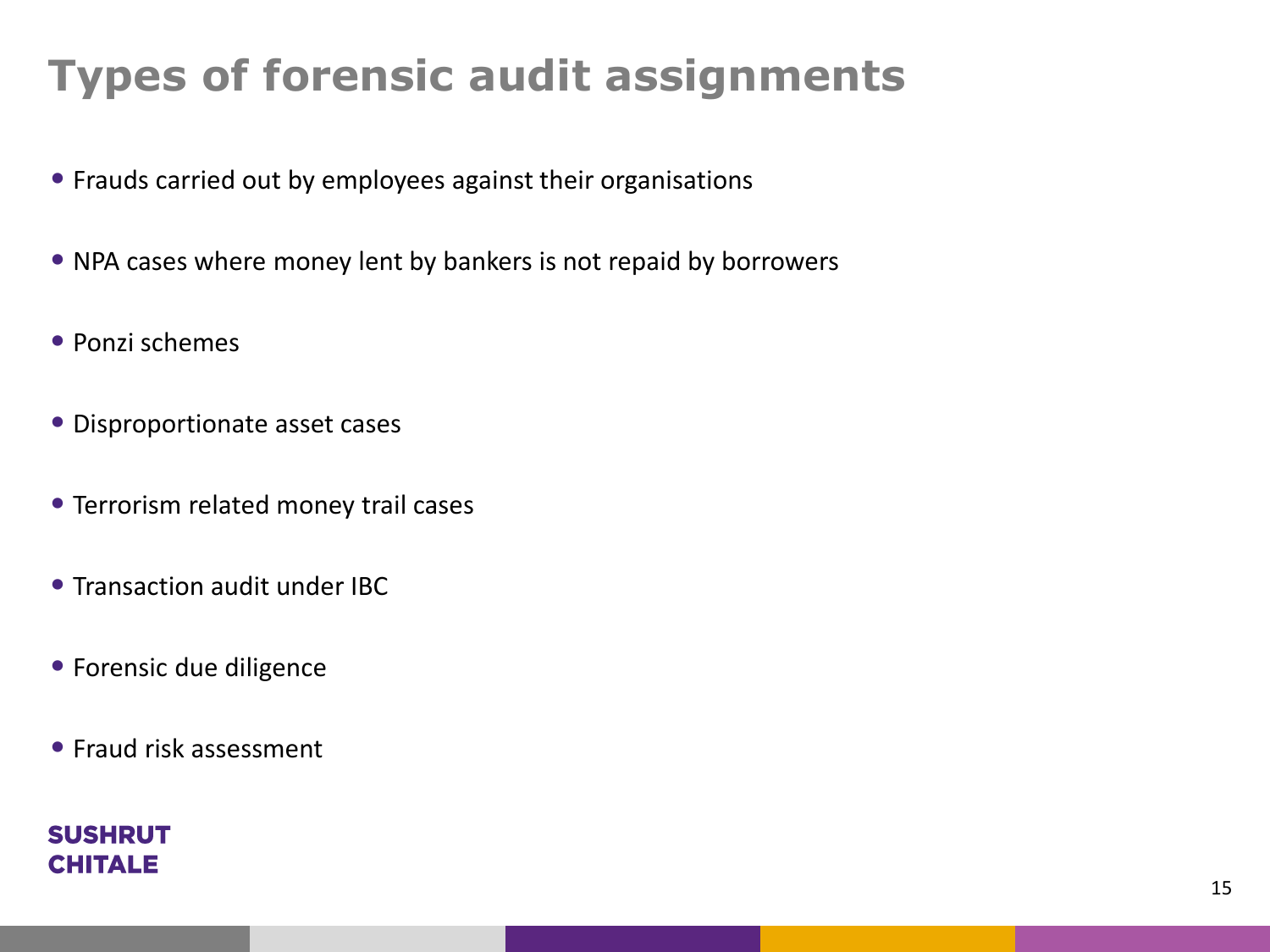# Types of forensic audit assignments

- Frauds carried out by employees against their organisations
- NPA cases where money lent by bankers is not repaid by borrowers
- Ponzi schemes
- Disproportionate asset cases
- Terrorism related money trail cases
- Transaction audit under IBC
- Forensic due diligence
- Fraud risk assessment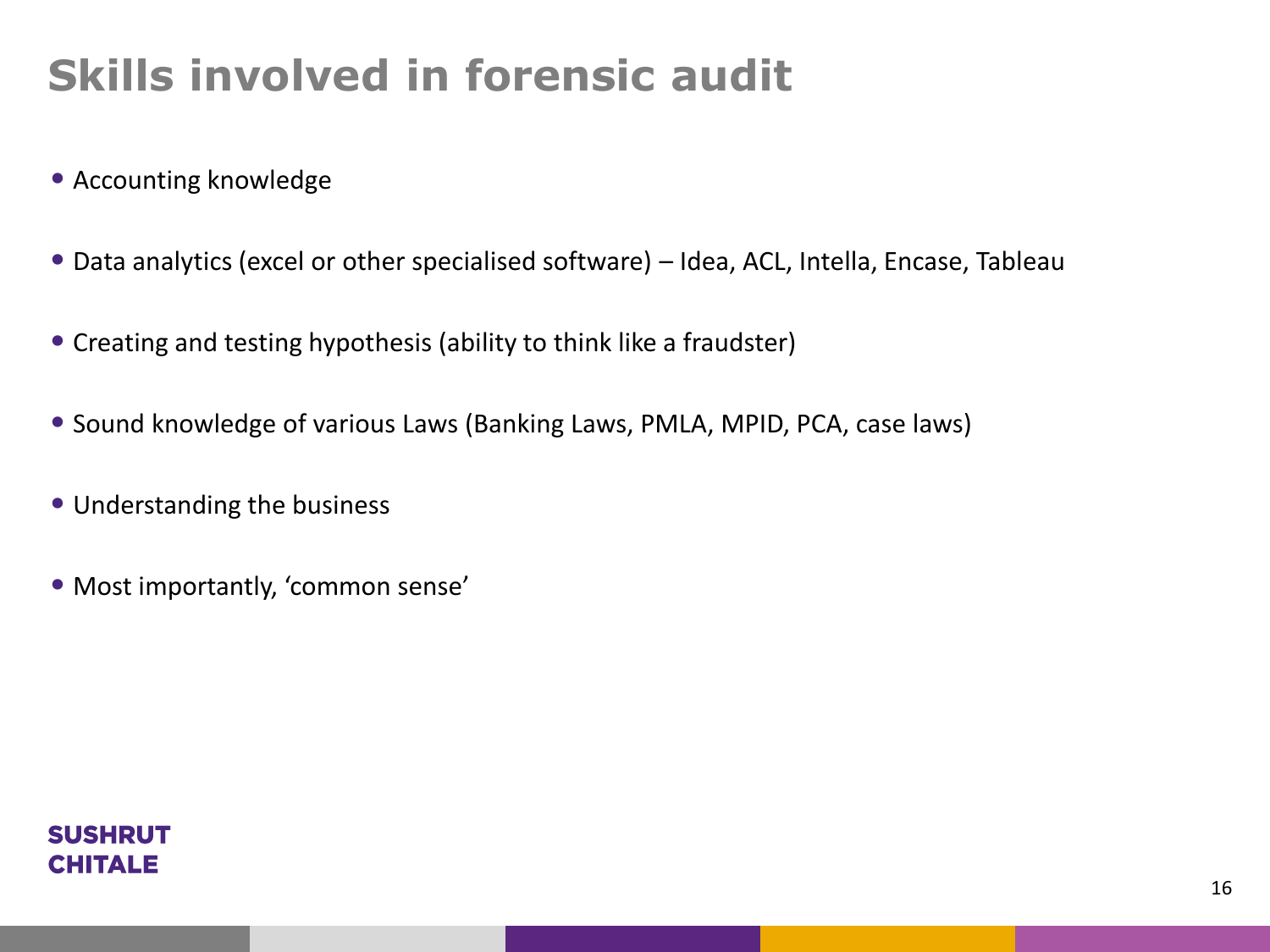# Skills involved in forensic audit

- Accounting knowledge
- Data analytics (excel or other specialised software) – Idea, ACL, Intella, Encase, Tableau
- Creating and testing hypothesis (ability to think like a fraudster)
- Sound knowledge of various Laws (Banking Laws, PMLA, MPID, PCA, case laws)
- Understanding the business
- Most importantly, 'common sense'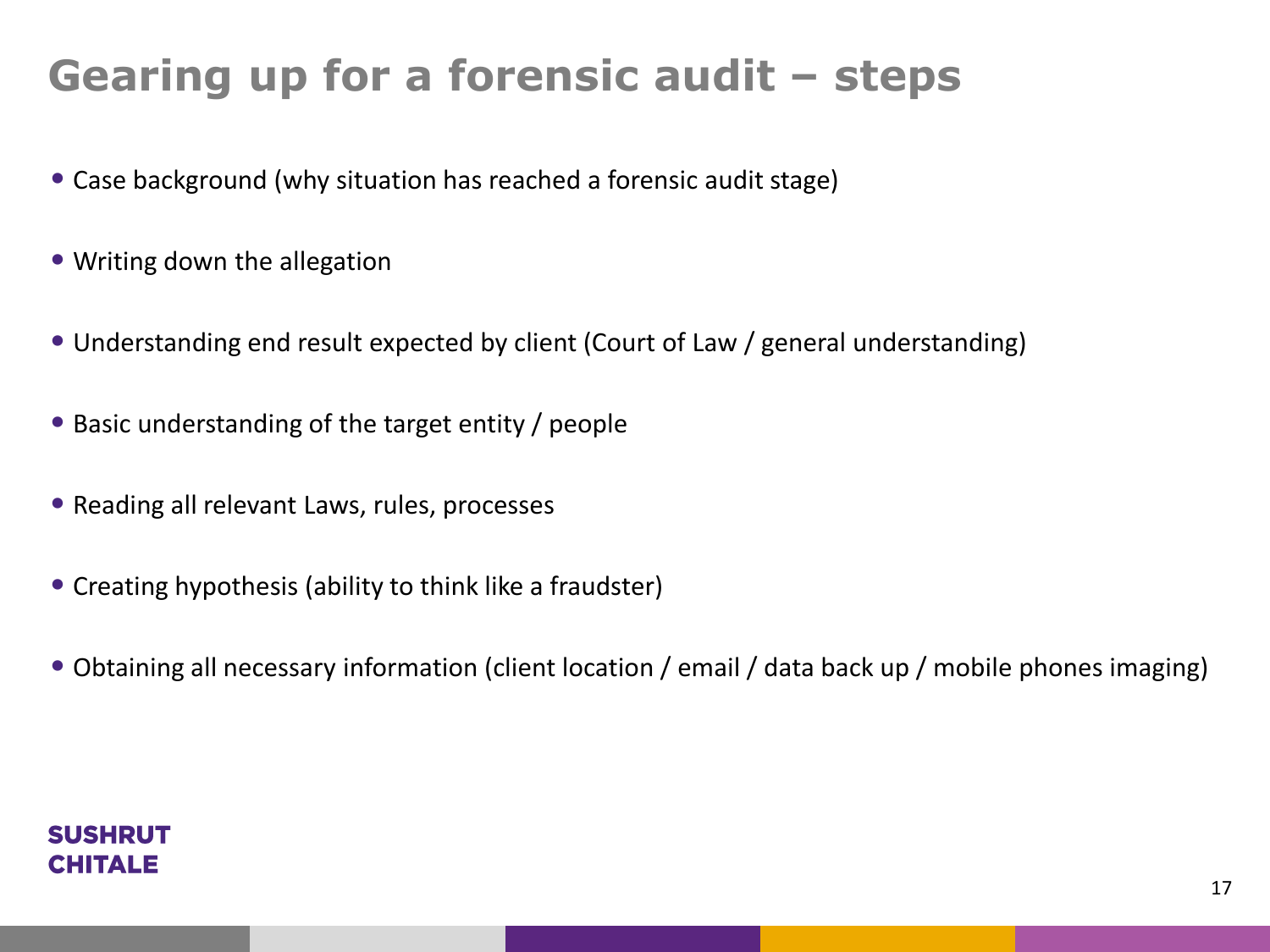# Gearing up for a forensic audit – steps

- Case background (why situation has reached a forensic audit stage)
- Writing down the allegation
- Understanding end result expected by client (Court of Law / general understanding)
- Basic understanding of the target entity / people
- Reading all relevant Laws, rules, processes
- Creating hypothesis (ability to think like a fraudster)
- Obtaining all necessary information (client location / email / data back up / mobile phones imaging)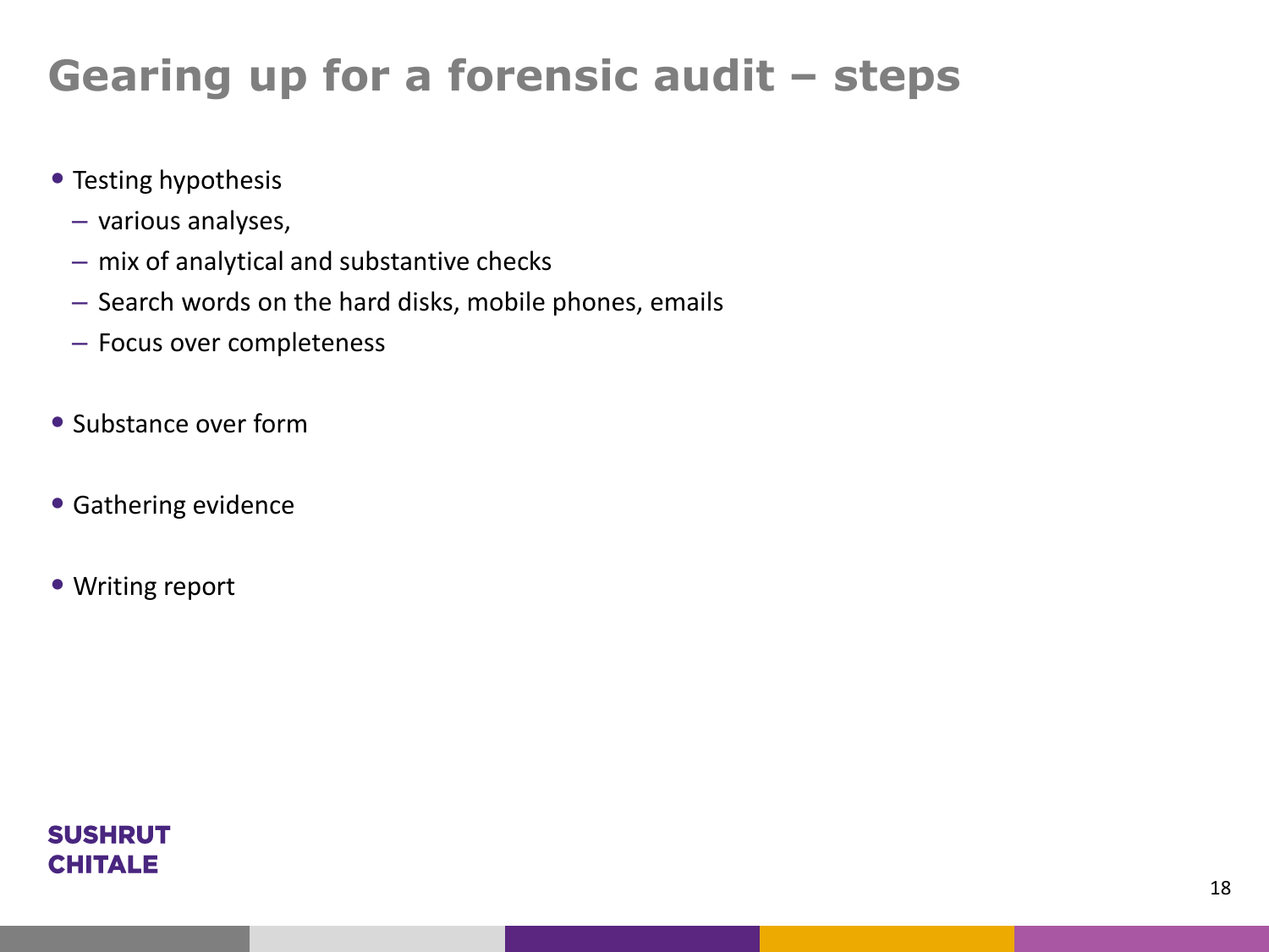# Gearing up for a forensic audit – steps

- Testing hypothesis
  - various analyses,
  - mix of analytical and substantive checks
  - Search words on the hard disks, mobile phones, emails
  - Focus over completeness
- Substance over form
- Gathering evidence
- Writing report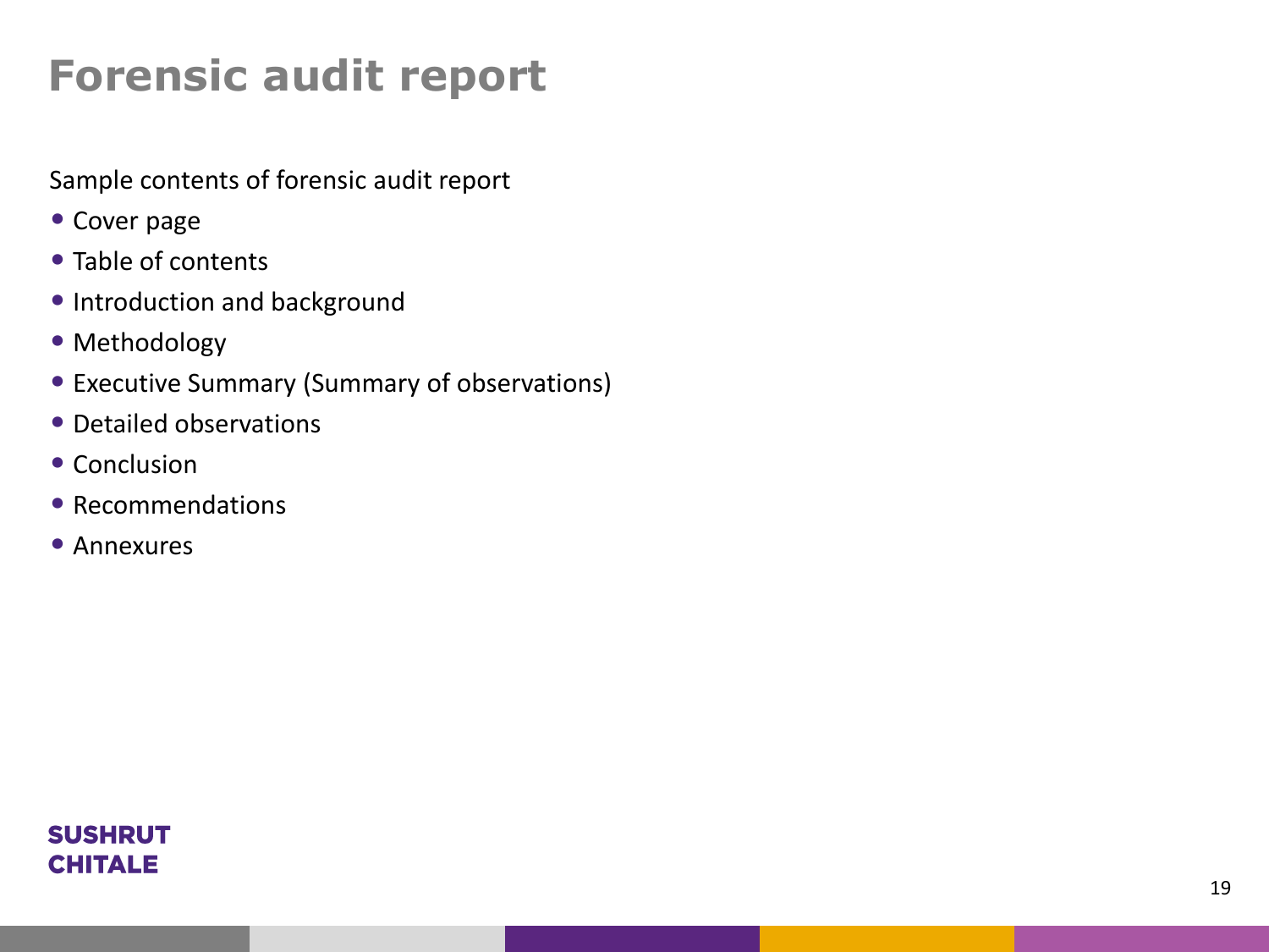# Forensic audit report

Sample contents of forensic audit report

- Cover page
- Table of contents
- Introduction and background
- Methodology
- Executive Summary (Summary of observations)
- Detailed observations
- Conclusion
- Recommendations
- Annexures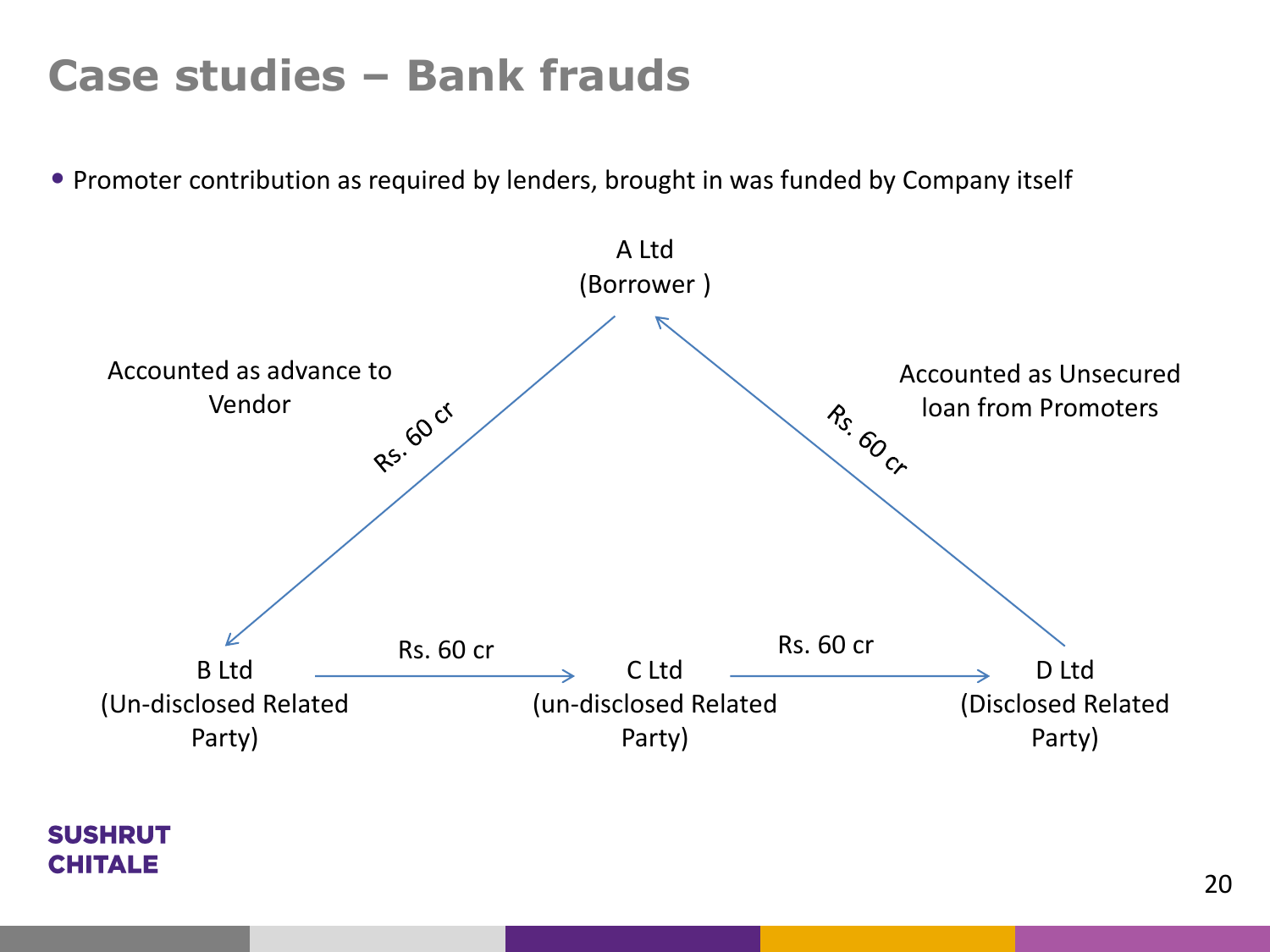# Case studies – Bank frauds

- Promoter contribution as required by lenders, brought in was funded by Company itself

A Ltd
(Borrower )

Accounted as advance to Vendor

Rs. 60 cr

Accounted as Unsecured loan from Promoters

Rs. 60 cr

B Ltd
(Un-disclosed Related Party)

Rs. 60 cr

C Ltd
(un-disclosed Related Party)

Rs. 60 cr

D Ltd
(Disclosed Related Party)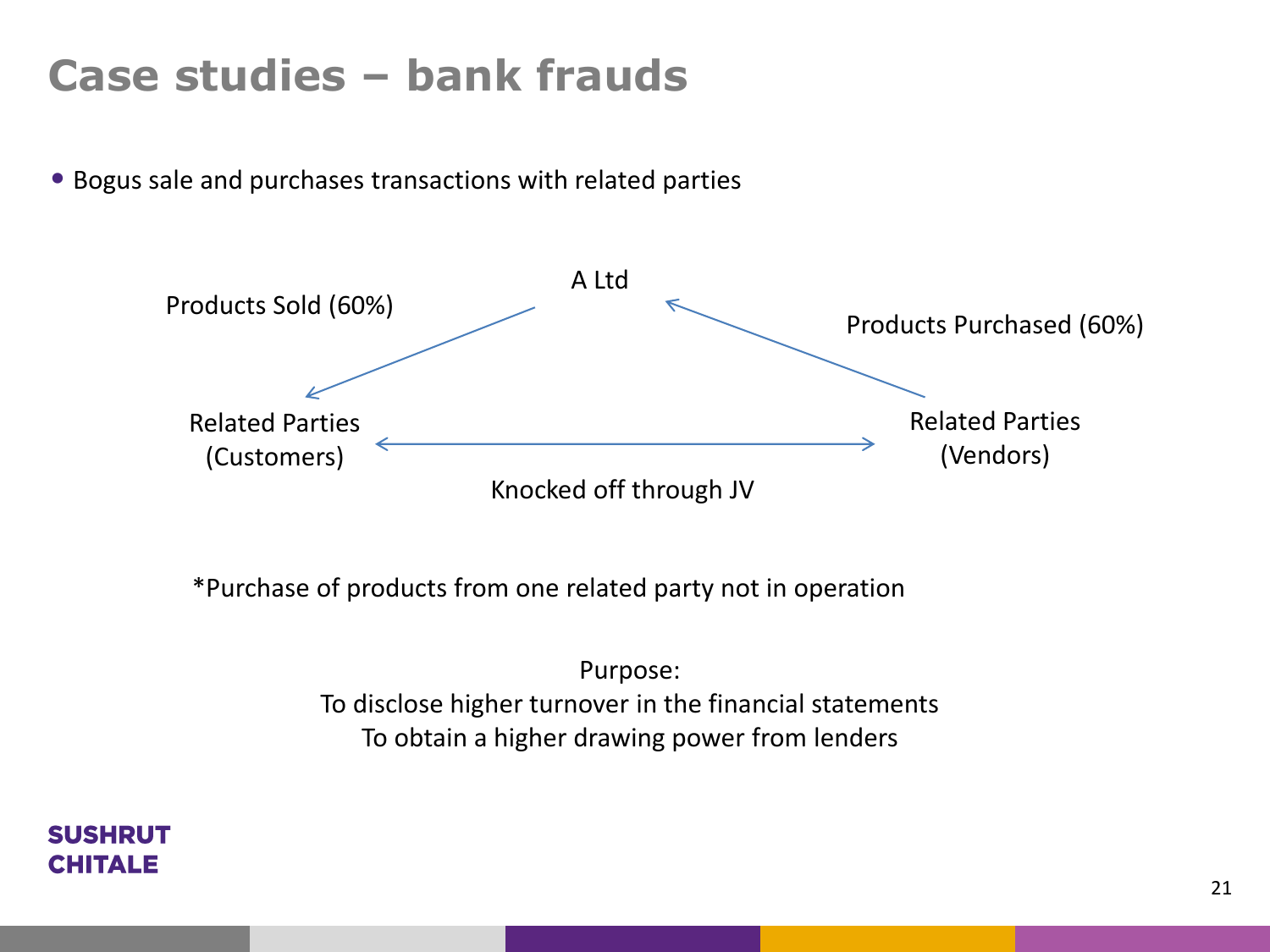# Case studies – bank frauds

- Bogus sale and purchases transactions with related parties

A Ltd

Products Sold (60%)

Products Purchased (60%)

Related Parties (Customers)

Related Parties (Vendors)

Knocked off through JV

*Purchase of products from one related party not in operation

Purpose:
To disclose higher turnover in the financial statements
To obtain a higher drawing power from lenders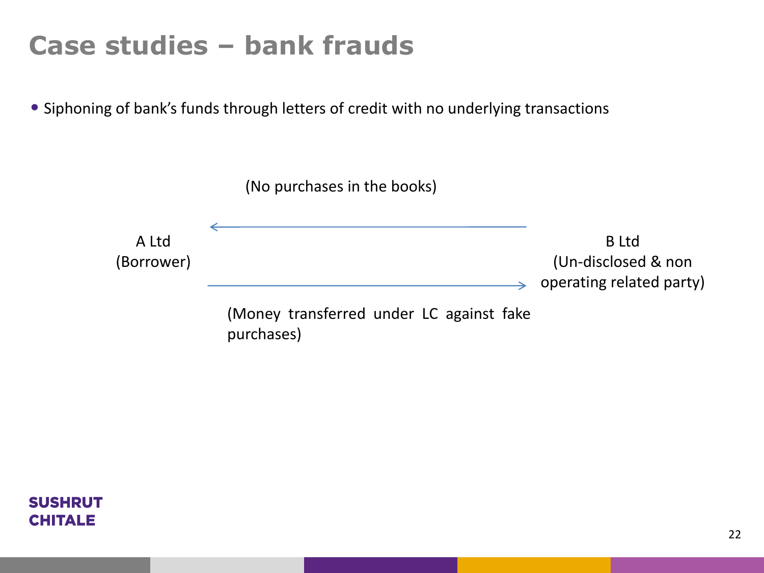# Case studies – bank frauds

- Siphoning of bank's funds through letters of credit with no underlying transactions

(No purchases in the books)

A Ltd
(Borrower)

B Ltd
(Un-disclosed & non operating related party)

(Money transferred under LC against fake purchases)

SUSHRUT CHITALE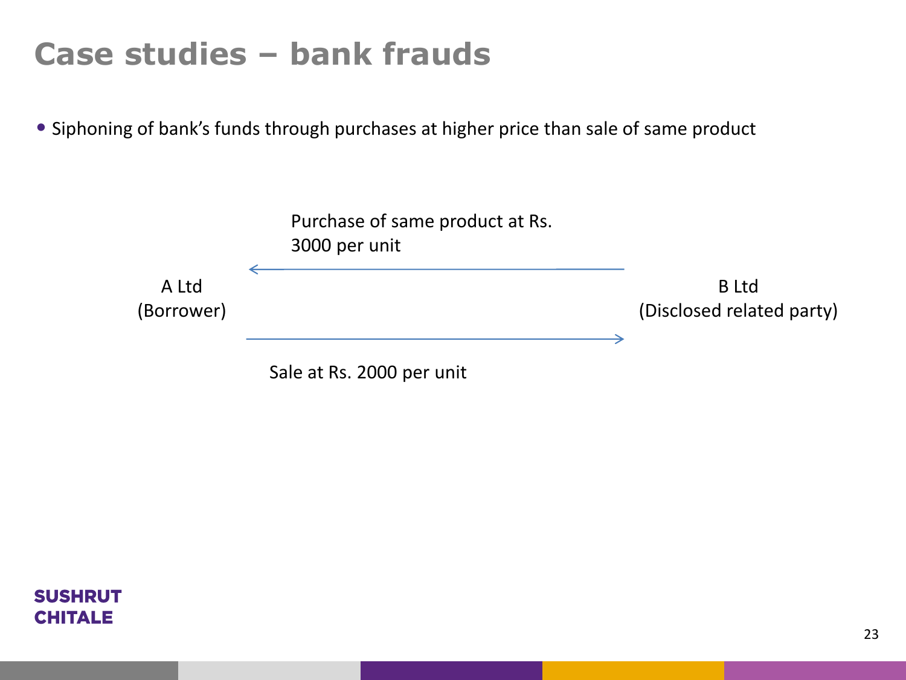# Case studies – bank frauds

- Siphoning of bank's funds through purchases at higher price than sale of same product

Purchase of same product at Rs. 3000 per unit

A Ltd (Borrower) ← B Ltd (Disclosed related party)

A Ltd (Borrower) → B Ltd (Disclosed related party)

Sale at Rs. 2000 per unit

SUSHRUT CHITALE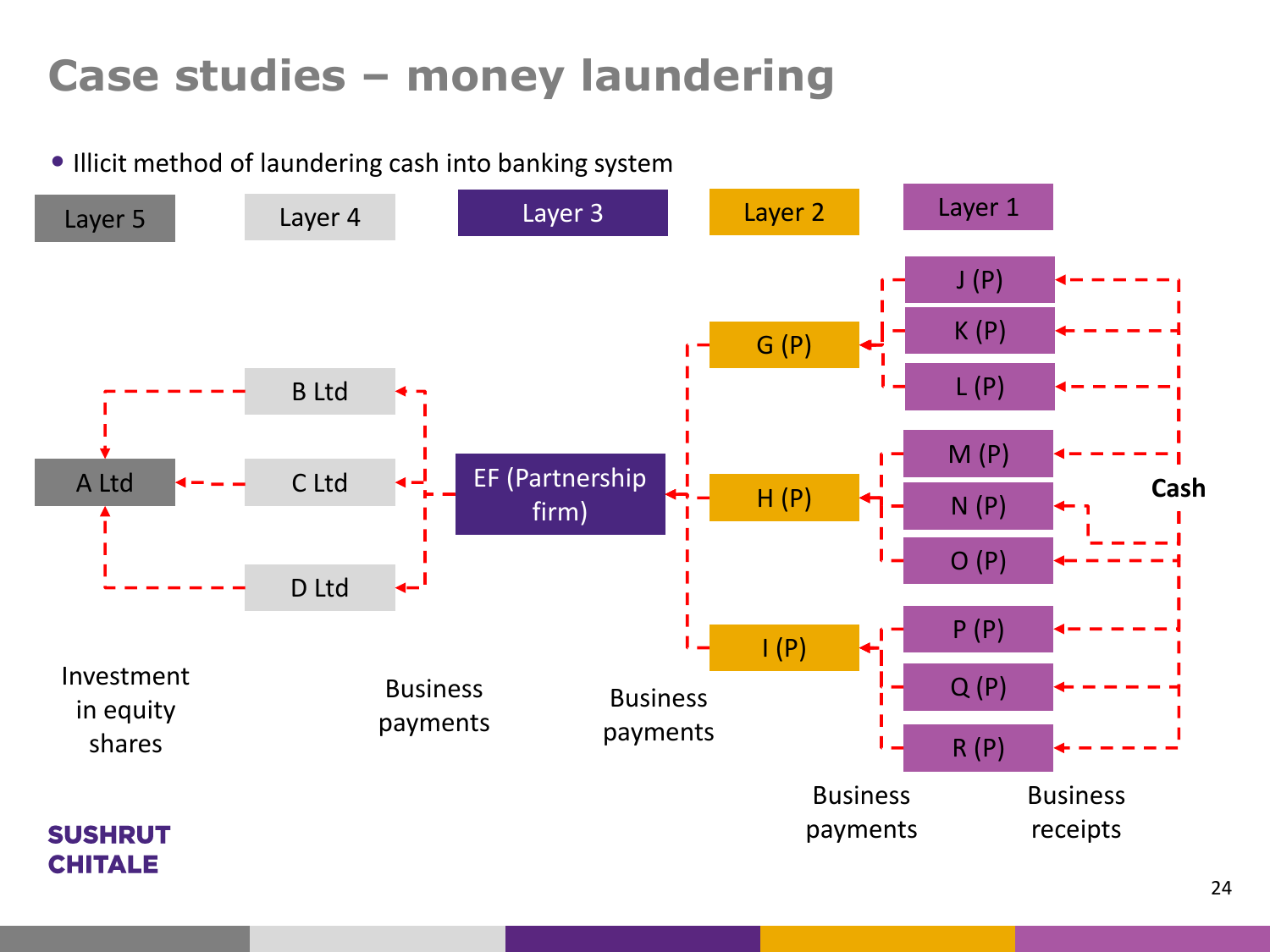# Case studies – money laundering

- Illicit method of laundering cash into banking system

Layer 5 | Layer 4 | Layer 3 | Layer 2 | Layer 1

J (P)

K (P)

G (P)

L (P)

B Ltd

M (P)

A Ltd

C Ltd

EF (Partnership firm)

H (P)

N (P)

Cash

O (P)

D Ltd

P (P)

I (P)

Q (P)

R (P)

Investment in equity shares

Business payments

Business payments

Business payments

Business receipts

**SUSHRUT CHITALE**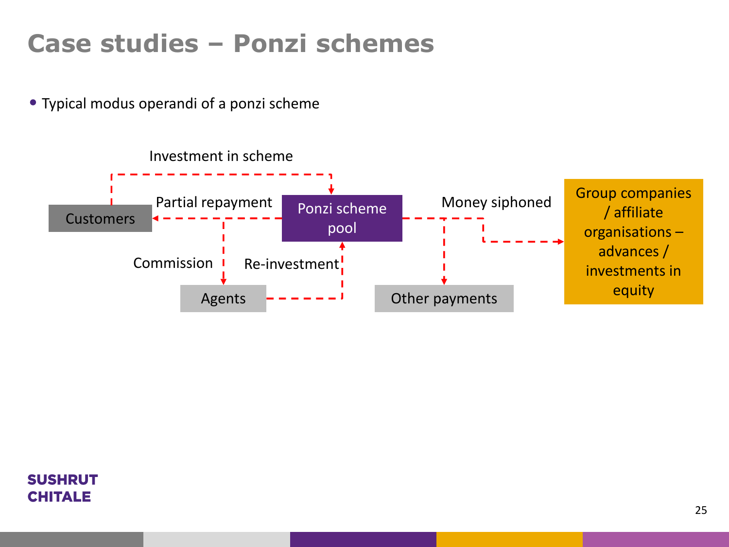# Case studies – Ponzi schemes

- Typical modus operandi of a ponzi scheme

Investment in scheme

Customers

Partial repayment

Ponzi scheme pool

Money siphoned

Group companies / affiliate organisations – advances / investments in equity

Commission

Re-investment

Agents

Other payments

SUSHRUT CHITALE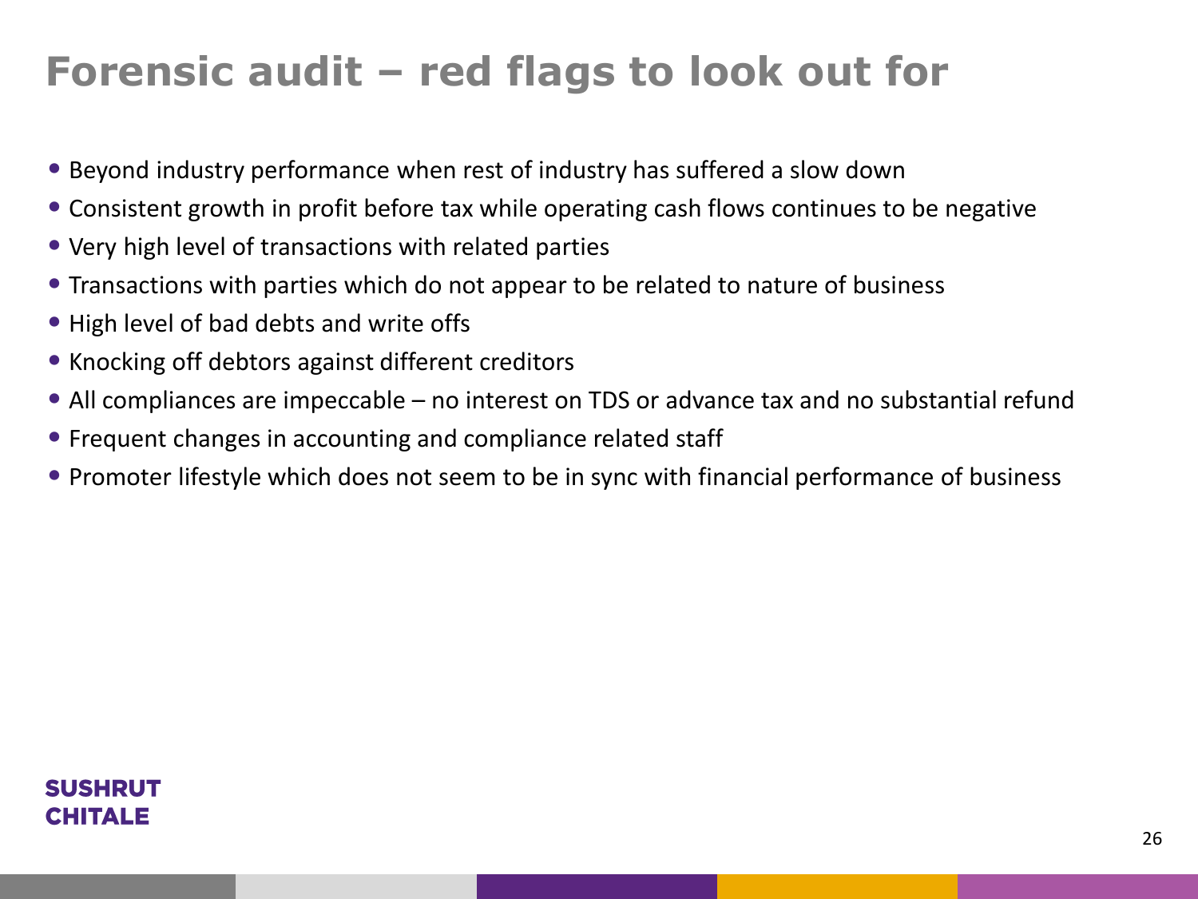# Forensic audit – red flags to look out for

- Beyond industry performance when rest of industry has suffered a slow down
- Consistent growth in profit before tax while operating cash flows continues to be negative
- Very high level of transactions with related parties
- Transactions with parties which do not appear to be related to nature of business
- High level of bad debts and write offs
- Knocking off debtors against different creditors
- All compliances are impeccable – no interest on TDS or advance tax and no substantial refund
- Frequent changes in accounting and compliance related staff
- Promoter lifestyle which does not seem to be in sync with financial performance of business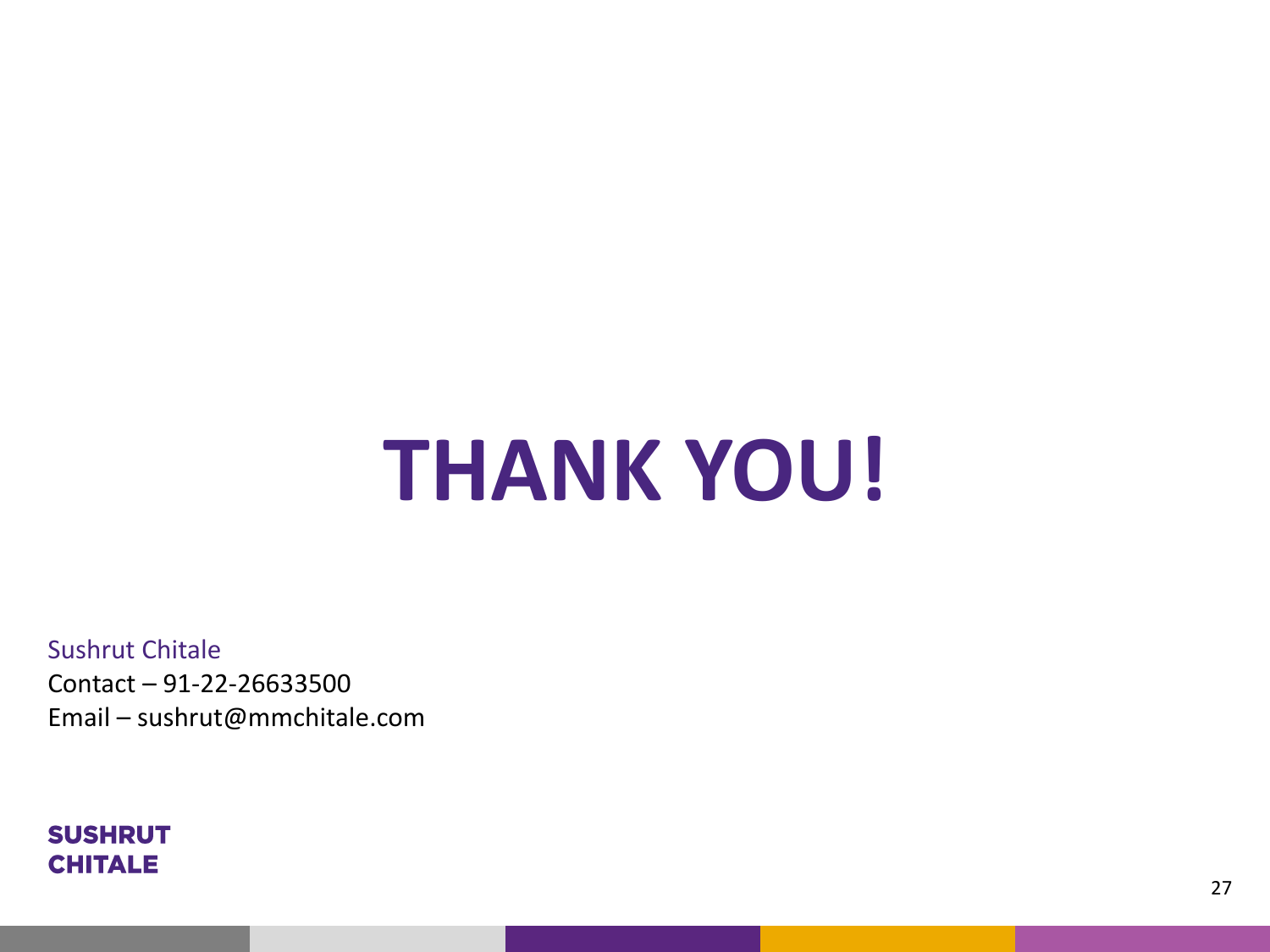# THANK YOU!

Sushrut Chitale
Contact – 91-22-26633500
Email – sushrut@mmchitale.com

**SUSHRUT CHITALE**